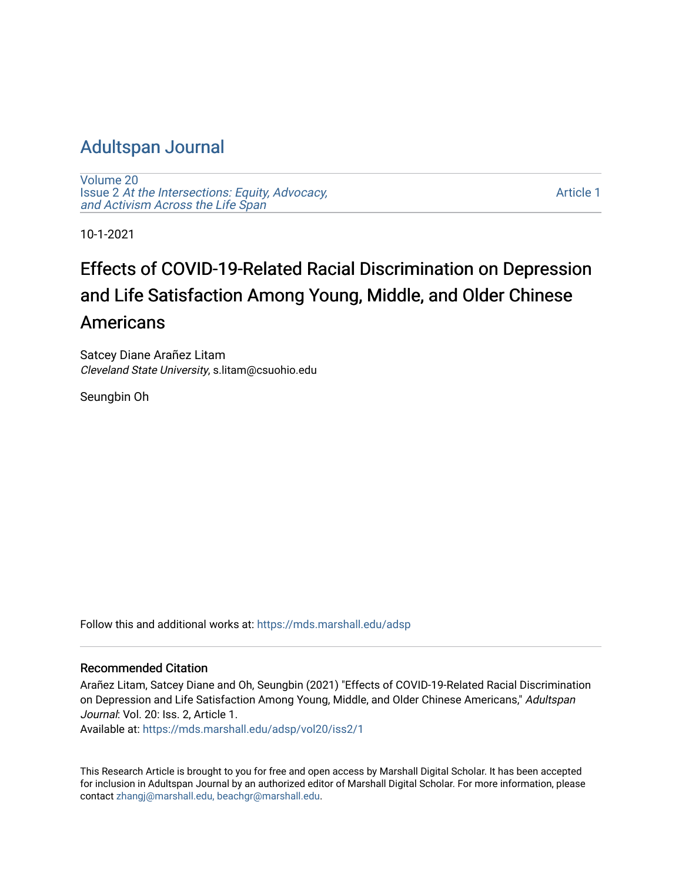# Adultspan Journal

Volume 20
Issue 2 *At the Intersections: Equity, Advocacy, and Activism Across the Life Span*

Article 1

10-1-2021

## Effects of COVID-19-Related Racial Discrimination on Depression and Life Satisfaction Among Young, Middle, and Older Chinese Americans

Satcey Diane Arañez Litam
*Cleveland State University*, s.litam@csuohio.edu

Seungbin Oh

Follow this and additional works at: https://mds.marshall.edu/adsp

### Recommended Citation

Arañez Litam, Satcey Diane and Oh, Seungbin (2021) "Effects of COVID-19-Related Racial Discrimination on Depression and Life Satisfaction Among Young, Middle, and Older Chinese Americans," *Adultspan Journal*: Vol. 20: Iss. 2, Article 1.
Available at: https://mds.marshall.edu/adsp/vol20/iss2/1

This Research Article is brought to you for free and open access by Marshall Digital Scholar. It has been accepted for inclusion in Adultspan Journal by an authorized editor of Marshall Digital Scholar. For more information, please contact zhangj@marshall.edu, beachgr@marshall.edu.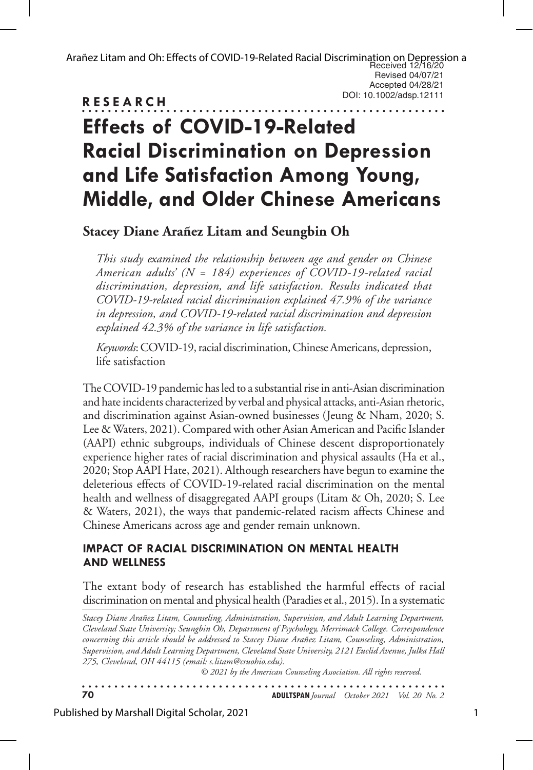Received 12/16/20
Revised 04/07/21
Accepted 04/28/21
DOI: 10.1002/adsp.12111

**RESEARCH**

# Effects of COVID-19-Related Racial Discrimination on Depression and Life Satisfaction Among Young, Middle, and Older Chinese Americans

**Stacey Diane Arañez Litam and Seungbin Oh**

*This study examined the relationship between age and gender on Chinese American adults' (N = 184) experiences of COVID-19-related racial discrimination, depression, and life satisfaction. Results indicated that COVID-19-related racial discrimination explained 47.9% of the variance in depression, and COVID-19-related racial discrimination and depression explained 42.3% of the variance in life satisfaction.*

*Keywords*: COVID-19, racial discrimination, Chinese Americans, depression, life satisfaction

The COVID-19 pandemic has led to a substantial rise in anti-Asian discrimination and hate incidents characterized by verbal and physical attacks, anti-Asian rhetoric, and discrimination against Asian-owned businesses (Jeung & Nham, 2020; S. Lee & Waters, 2021). Compared with other Asian American and Pacific Islander (AAPI) ethnic subgroups, individuals of Chinese descent disproportionately experience higher rates of racial discrimination and physical assaults (Ha et al., 2020; Stop AAPI Hate, 2021). Although researchers have begun to examine the deleterious effects of COVID-19-related racial discrimination on the mental health and wellness of disaggregated AAPI groups (Litam & Oh, 2020; S. Lee & Waters, 2021), the ways that pandemic-related racism affects Chinese and Chinese Americans across age and gender remain unknown.

## IMPACT OF RACIAL DISCRIMINATION ON MENTAL HEALTH AND WELLNESS

The extant body of research has established the harmful effects of racial discrimination on mental and physical health (Paradies et al., 2015). In a systematic

*Stacey Diane Arañez Litam, Counseling, Administration, Supervision, and Adult Learning Department, Cleveland State University; Seungbin Oh, Department of Psychology, Merrimack College. Correspondence concerning this article should be addressed to Stacey Diane Arañez Litam, Counseling, Administration, Supervision, and Adult Learning Department, Cleveland State University, 2121 Euclid Avenue, Julka Hall 275, Cleveland, OH 44115 (email: s.litam@csuohio.edu).*

*© 2021 by the American Counseling Association. All rights reserved.*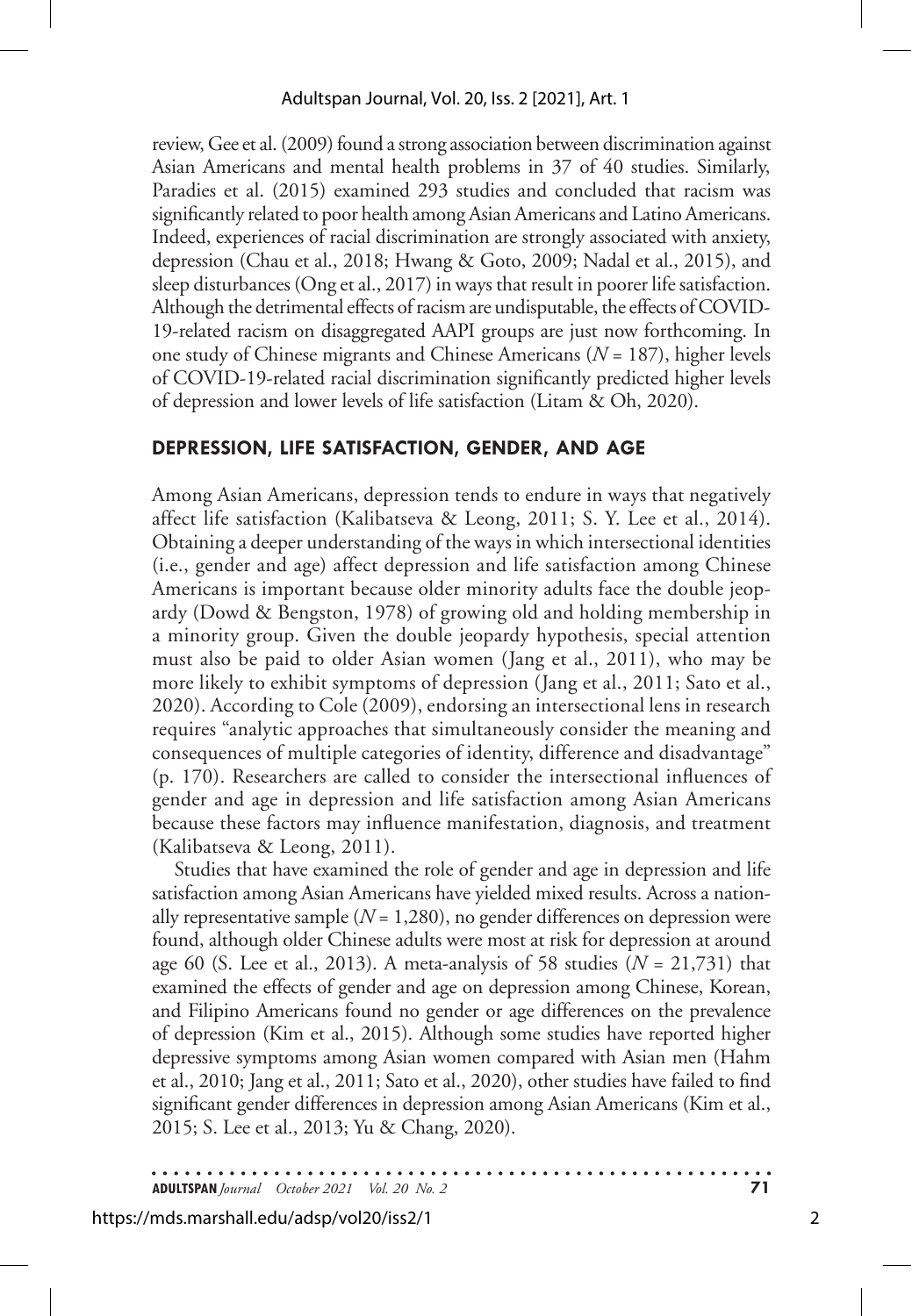review, Gee et al. (2009) found a strong association between discrimination against Asian Americans and mental health problems in 37 of 40 studies. Similarly, Paradies et al. (2015) examined 293 studies and concluded that racism was significantly related to poor health among Asian Americans and Latino Americans. Indeed, experiences of racial discrimination are strongly associated with anxiety, depression (Chau et al., 2018; Hwang & Goto, 2009; Nadal et al., 2015), and sleep disturbances (Ong et al., 2017) in ways that result in poorer life satisfaction. Although the detrimental effects of racism are undisputable, the effects of COVID-19-related racism on disaggregated AAPI groups are just now forthcoming. In one study of Chinese migrants and Chinese Americans ($N$ = 187), higher levels of COVID-19-related racial discrimination significantly predicted higher levels of depression and lower levels of life satisfaction (Litam & Oh, 2020).

## DEPRESSION, LIFE SATISFACTION, GENDER, AND AGE

Among Asian Americans, depression tends to endure in ways that negatively affect life satisfaction (Kalibatseva & Leong, 2011; S. Y. Lee et al., 2014). Obtaining a deeper understanding of the ways in which intersectional identities (i.e., gender and age) affect depression and life satisfaction among Chinese Americans is important because older minority adults face the double jeopardy (Dowd & Bengston, 1978) of growing old and holding membership in a minority group. Given the double jeopardy hypothesis, special attention must also be paid to older Asian women (Jang et al., 2011), who may be more likely to exhibit symptoms of depression (Jang et al., 2011; Sato et al., 2020). According to Cole (2009), endorsing an intersectional lens in research requires "analytic approaches that simultaneously consider the meaning and consequences of multiple categories of identity, difference and disadvantage" (p. 170). Researchers are called to consider the intersectional influences of gender and age in depression and life satisfaction among Asian Americans because these factors may influence manifestation, diagnosis, and treatment (Kalibatseva & Leong, 2011).

Studies that have examined the role of gender and age in depression and life satisfaction among Asian Americans have yielded mixed results. Across a nationally representative sample ($N$ = 1,280), no gender differences on depression were found, although older Chinese adults were most at risk for depression at around age 60 (S. Lee et al., 2013). A meta-analysis of 58 studies ($N$ = 21,731) that examined the effects of gender and age on depression among Chinese, Korean, and Filipino Americans found no gender or age differences on the prevalence of depression (Kim et al., 2015). Although some studies have reported higher depressive symptoms among Asian women compared with Asian men (Hahm et al., 2010; Jang et al., 2011; Sato et al., 2020), other studies have failed to find significant gender differences in depression among Asian Americans (Kim et al., 2015; S. Lee et al., 2013; Yu & Chang, 2020).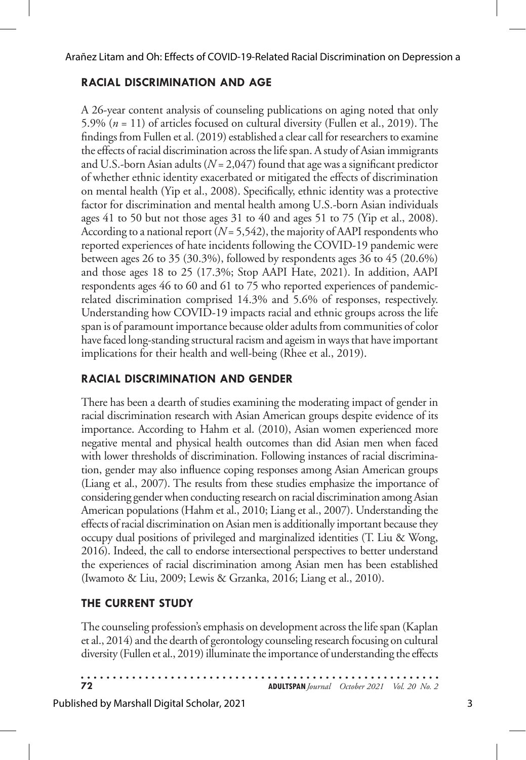## RACIAL DISCRIMINATION AND AGE

A 26-year content analysis of counseling publications on aging noted that only 5.9% ($n$ = 11) of articles focused on cultural diversity (Fullen et al., 2019). The findings from Fullen et al. (2019) established a clear call for researchers to examine the effects of racial discrimination across the life span. A study of Asian immigrants and U.S.-born Asian adults ($N$ = 2,047) found that age was a significant predictor of whether ethnic identity exacerbated or mitigated the effects of discrimination on mental health (Yip et al., 2008). Specifically, ethnic identity was a protective factor for discrimination and mental health among U.S.-born Asian individuals ages 41 to 50 but not those ages 31 to 40 and ages 51 to 75 (Yip et al., 2008). According to a national report ($N$ = 5,542), the majority of AAPI respondents who reported experiences of hate incidents following the COVID-19 pandemic were between ages 26 to 35 (30.3%), followed by respondents ages 36 to 45 (20.6%) and those ages 18 to 25 (17.3%; Stop AAPI Hate, 2021). In addition, AAPI respondents ages 46 to 60 and 61 to 75 who reported experiences of pandemic-related discrimination comprised 14.3% and 5.6% of responses, respectively. Understanding how COVID-19 impacts racial and ethnic groups across the life span is of paramount importance because older adults from communities of color have faced long-standing structural racism and ageism in ways that have important implications for their health and well-being (Rhee et al., 2019).

## RACIAL DISCRIMINATION AND GENDER

There has been a dearth of studies examining the moderating impact of gender in racial discrimination research with Asian American groups despite evidence of its importance. According to Hahm et al. (2010), Asian women experienced more negative mental and physical health outcomes than did Asian men when faced with lower thresholds of discrimination. Following instances of racial discrimination, gender may also influence coping responses among Asian American groups (Liang et al., 2007). The results from these studies emphasize the importance of considering gender when conducting research on racial discrimination among Asian American populations (Hahm et al., 2010; Liang et al., 2007). Understanding the effects of racial discrimination on Asian men is additionally important because they occupy dual positions of privileged and marginalized identities (T. Liu & Wong, 2016). Indeed, the call to endorse intersectional perspectives to better understand the experiences of racial discrimination among Asian men has been established (Iwamoto & Liu, 2009; Lewis & Grzanka, 2016; Liang et al., 2010).

## THE CURRENT STUDY

The counseling profession's emphasis on development across the life span (Kaplan et al., 2014) and the dearth of gerontology counseling research focusing on cultural diversity (Fullen et al., 2019) illuminate the importance of understanding the effects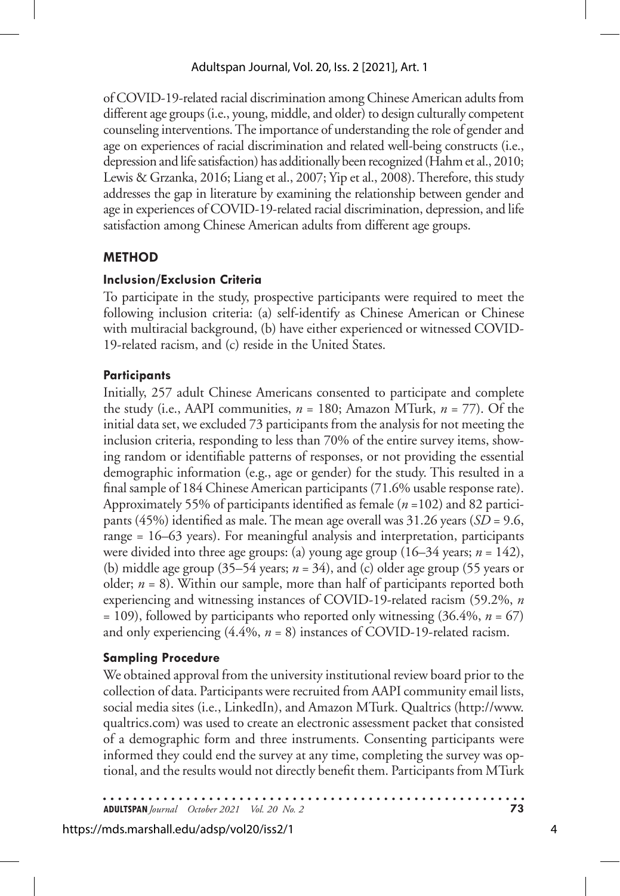of COVID-19-related racial discrimination among Chinese American adults from different age groups (i.e., young, middle, and older) to design culturally competent counseling interventions. The importance of understanding the role of gender and age on experiences of racial discrimination and related well-being constructs (i.e., depression and life satisfaction) has additionally been recognized (Hahm et al., 2010; Lewis & Grzanka, 2016; Liang et al., 2007; Yip et al., 2008). Therefore, this study addresses the gap in literature by examining the relationship between gender and age in experiences of COVID-19-related racial discrimination, depression, and life satisfaction among Chinese American adults from different age groups.

## METHOD

### Inclusion/Exclusion Criteria

To participate in the study, prospective participants were required to meet the following inclusion criteria: (a) self-identify as Chinese American or Chinese with multiracial background, (b) have either experienced or witnessed COVID-19-related racism, and (c) reside in the United States.

### Participants

Initially, 257 adult Chinese Americans consented to participate and complete the study (i.e., AAPI communities, $n$ = 180; Amazon MTurk, $n$ = 77). Of the initial data set, we excluded 73 participants from the analysis for not meeting the inclusion criteria, responding to less than 70% of the entire survey items, showing random or identifiable patterns of responses, or not providing the essential demographic information (e.g., age or gender) for the study. This resulted in a final sample of 184 Chinese American participants (71.6% usable response rate). Approximately 55% of participants identified as female ($n$ =102) and 82 participants (45%) identified as male. The mean age overall was 31.26 years ($SD$ = 9.6, range = 16–63 years). For meaningful analysis and interpretation, participants were divided into three age groups: (a) young age group (16–34 years; $n$ = 142), (b) middle age group (35–54 years; $n$ = 34), and (c) older age group (55 years or older; $n$ = 8). Within our sample, more than half of participants reported both experiencing and witnessing instances of COVID-19-related racism (59.2%, $n$ = 109), followed by participants who reported only witnessing (36.4%, $n$ = 67) and only experiencing (4.4%, $n$ = 8) instances of COVID-19-related racism.

### Sampling Procedure

We obtained approval from the university institutional review board prior to the collection of data. Participants were recruited from AAPI community email lists, social media sites (i.e., LinkedIn), and Amazon MTurk. Qualtrics (http://www.qualtrics.com) was used to create an electronic assessment packet that consisted of a demographic form and three instruments. Consenting participants were informed they could end the survey at any time, completing the survey was optional, and the results would not directly benefit them. Participants from MTurk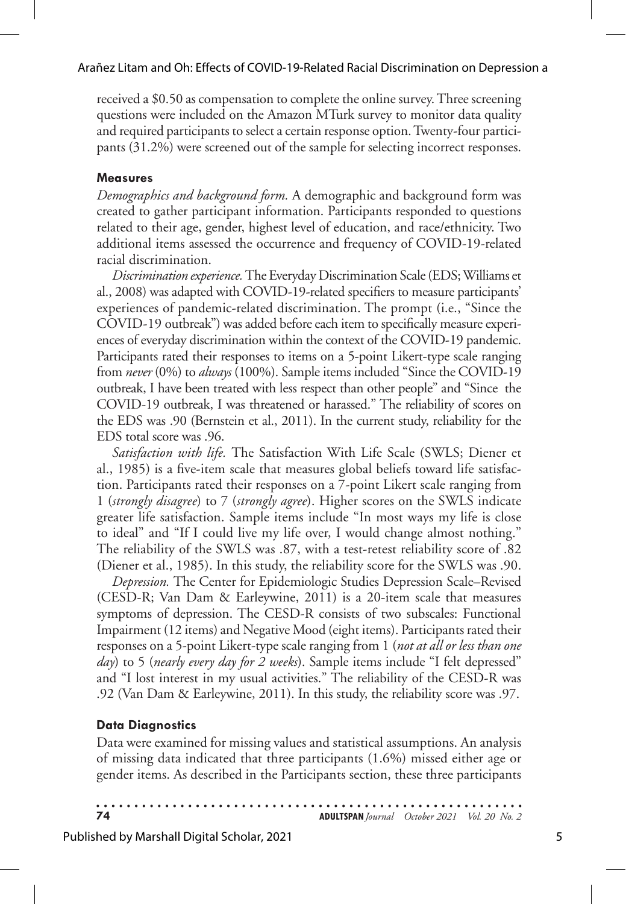received a $0.50 as compensation to complete the online survey. Three screening questions were included on the Amazon MTurk survey to monitor data quality and required participants to select a certain response option. Twenty-four participants (31.2%) were screened out of the sample for selecting incorrect responses.

### Measures

*Demographics and background form.* A demographic and background form was created to gather participant information. Participants responded to questions related to their age, gender, highest level of education, and race/ethnicity. Two additional items assessed the occurrence and frequency of COVID-19-related racial discrimination.

*Discrimination experience.* The Everyday Discrimination Scale (EDS; Williams et al., 2008) was adapted with COVID-19-related specifiers to measure participants' experiences of pandemic-related discrimination. The prompt (i.e., "Since the COVID-19 outbreak") was added before each item to specifically measure experiences of everyday discrimination within the context of the COVID-19 pandemic. Participants rated their responses to items on a 5-point Likert-type scale ranging from *never* (0%) to *always* (100%). Sample items included "Since the COVID-19 outbreak, I have been treated with less respect than other people" and "Since the COVID-19 outbreak, I was threatened or harassed." The reliability of scores on the EDS was .90 (Bernstein et al., 2011). In the current study, reliability for the EDS total score was .96.

*Satisfaction with life.* The Satisfaction With Life Scale (SWLS; Diener et al., 1985) is a five-item scale that measures global beliefs toward life satisfaction. Participants rated their responses on a 7-point Likert scale ranging from 1 (*strongly disagree*) to 7 (*strongly agree*). Higher scores on the SWLS indicate greater life satisfaction. Sample items include "In most ways my life is close to ideal" and "If I could live my life over, I would change almost nothing." The reliability of the SWLS was .87, with a test-retest reliability score of .82 (Diener et al., 1985). In this study, the reliability score for the SWLS was .90.

*Depression.* The Center for Epidemiologic Studies Depression Scale–Revised (CESD-R; Van Dam & Earleywine, 2011) is a 20-item scale that measures symptoms of depression. The CESD-R consists of two subscales: Functional Impairment (12 items) and Negative Mood (eight items). Participants rated their responses on a 5-point Likert-type scale ranging from 1 (*not at all or less than one day*) to 5 (*nearly every day for 2 weeks*). Sample items include "I felt depressed" and "I lost interest in my usual activities." The reliability of the CESD-R was .92 (Van Dam & Earleywine, 2011). In this study, the reliability score was .97.

### Data Diagnostics

Data were examined for missing values and statistical assumptions. An analysis of missing data indicated that three participants (1.6%) missed either age or gender items. As described in the Participants section, these three participants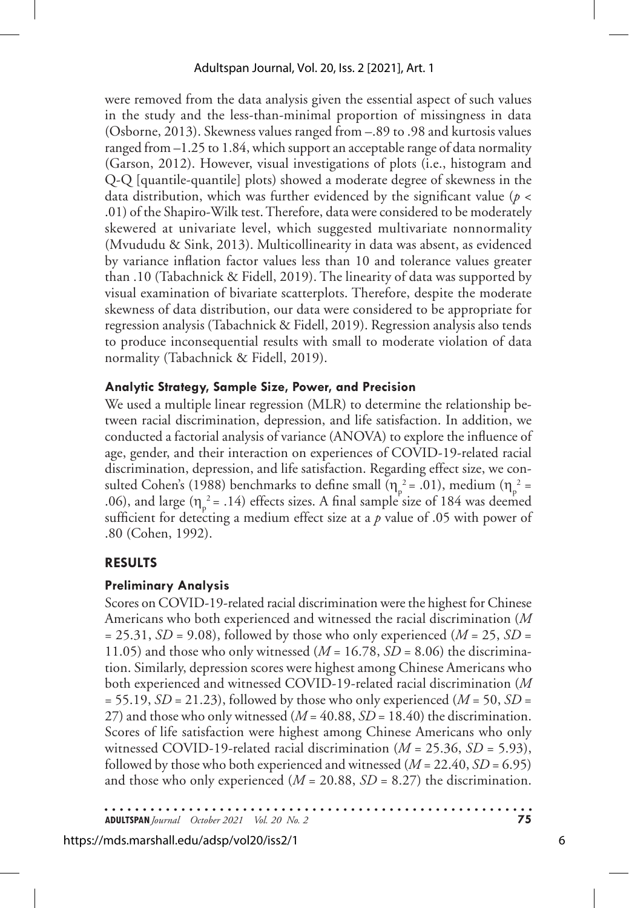were removed from the data analysis given the essential aspect of such values in the study and the less-than-minimal proportion of missingness in data (Osborne, 2013). Skewness values ranged from –.89 to .98 and kurtosis values ranged from –1.25 to 1.84, which support an acceptable range of data normality (Garson, 2012). However, visual investigations of plots (i.e., histogram and Q-Q [quantile-quantile] plots) showed a moderate degree of skewness in the data distribution, which was further evidenced by the significant value ($p < .01$) of the Shapiro-Wilk test. Therefore, data were considered to be moderately skewered at univariate level, which suggested multivariate nonnormality (Mvududu & Sink, 2013). Multicollinearity in data was absent, as evidenced by variance inflation factor values less than 10 and tolerance values greater than .10 (Tabachnick & Fidell, 2019). The linearity of data was supported by visual examination of bivariate scatterplots. Therefore, despite the moderate skewness of data distribution, our data were considered to be appropriate for regression analysis (Tabachnick & Fidell, 2019). Regression analysis also tends to produce inconsequential results with small to moderate violation of data normality (Tabachnick & Fidell, 2019).

### Analytic Strategy, Sample Size, Power, and Precision

We used a multiple linear regression (MLR) to determine the relationship between racial discrimination, depression, and life satisfaction. In addition, we conducted a factorial analysis of variance (ANOVA) to explore the influence of age, gender, and their interaction on experiences of COVID-19-related racial discrimination, depression, and life satisfaction. Regarding effect size, we consulted Cohen's (1988) benchmarks to define small ($\eta_p^2 = .01$), medium ($\eta_p^2 = .06$), and large ($\eta_p^2 = .14$) effects sizes. A final sample size of 184 was deemed sufficient for detecting a medium effect size at a $p$ value of .05 with power of .80 (Cohen, 1992).

## RESULTS

### Preliminary Analysis

Scores on COVID-19-related racial discrimination were the highest for Chinese Americans who both experienced and witnessed the racial discrimination ($M = 25.31$, $SD = 9.08$), followed by those who only experienced ($M = 25$, $SD = 11.05$) and those who only witnessed ($M = 16.78$, $SD = 8.06$) the discrimination. Similarly, depression scores were highest among Chinese Americans who both experienced and witnessed COVID-19-related racial discrimination ($M = 55.19$, $SD = 21.23$), followed by those who only experienced ($M = 50$, $SD = 27$) and those who only witnessed ($M = 40.88$, $SD = 18.40$) the discrimination. Scores of life satisfaction were highest among Chinese Americans who only witnessed COVID-19-related racial discrimination ($M = 25.36$, $SD = 5.93$), followed by those who both experienced and witnessed ($M = 22.40$, $SD = 6.95$) and those who only experienced ($M = 20.88$, $SD = 8.27$) the discrimination.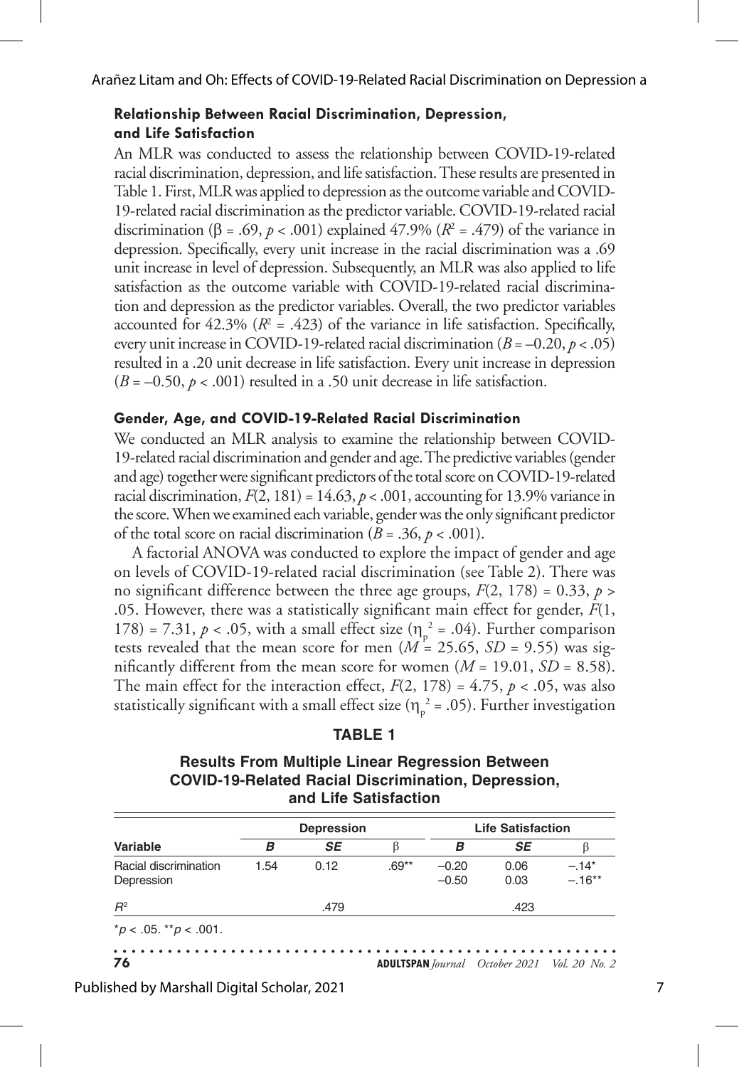### Relationship Between Racial Discrimination, Depression, and Life Satisfaction

An MLR was conducted to assess the relationship between COVID-19-related racial discrimination, depression, and life satisfaction. These results are presented in Table 1. First, MLR was applied to depression as the outcome variable and COVID-19-related racial discrimination as the predictor variable. COVID-19-related racial discrimination ($\beta = .69$, $p < .001$) explained 47.9% ($R^2 = .479$) of the variance in depression. Specifically, every unit increase in the racial discrimination was a .69 unit increase in level of depression. Subsequently, an MLR was also applied to life satisfaction as the outcome variable with COVID-19-related racial discrimination and depression as the predictor variables. Overall, the two predictor variables accounted for 42.3% ($R^2 = .423$) of the variance in life satisfaction. Specifically, every unit increase in COVID-19-related racial discrimination ($B = -0.20$, $p < .05$) resulted in a .20 unit decrease in life satisfaction. Every unit increase in depression ($B = -0.50$, $p < .001$) resulted in a .50 unit decrease in life satisfaction.

#### Gender, Age, and COVID-19-Related Racial Discrimination

We conducted an MLR analysis to examine the relationship between COVID-19-related racial discrimination and gender and age. The predictive variables (gender and age) together were significant predictors of the total score on COVID-19-related racial discrimination, $F(2, 181) = 14.63$, $p < .001$, accounting for 13.9% variance in the score. When we examined each variable, gender was the only significant predictor of the total score on racial discrimination ($B = .36$, $p < .001$).

A factorial ANOVA was conducted to explore the impact of gender and age on levels of COVID-19-related racial discrimination (see Table 2). There was no significant difference between the three age groups, $F(2, 178) = 0.33$, $p > .05$. However, there was a statistically significant main effect for gender, $F(1, 178) = 7.31$, $p < .05$, with a small effect size ($\eta_p^2 = .04$). Further comparison tests revealed that the mean score for men ($M = 25.65$, $SD = 9.55$) was significantly different from the mean score for women ($M = 19.01$, $SD = 8.58$). The main effect for the interaction effect, $F(2, 178) = 4.75$, $p < .05$, was also statistically significant with a small effect size ($\eta_p^2 = .05$). Further investigation

**TABLE 1**

**Results From Multiple Linear Regression Between COVID-19-Related Racial Discrimination, Depression, and Life Satisfaction**

| | Depression | | | Life Satisfaction | | |
|---|---|---|---|---|---|---|
| Variable | *B* | *SE* | β | *B* | *SE* | β |
| Racial discrimination | 1.54 | 0.12 | .69** | −0.20 | 0.06 | −.14* |
| Depression | | | | −0.50 | 0.03 | −.16** |
| $R^2$ | | .479 | | | .423 | |

$^*p < .05$. $^{**}p < .001$.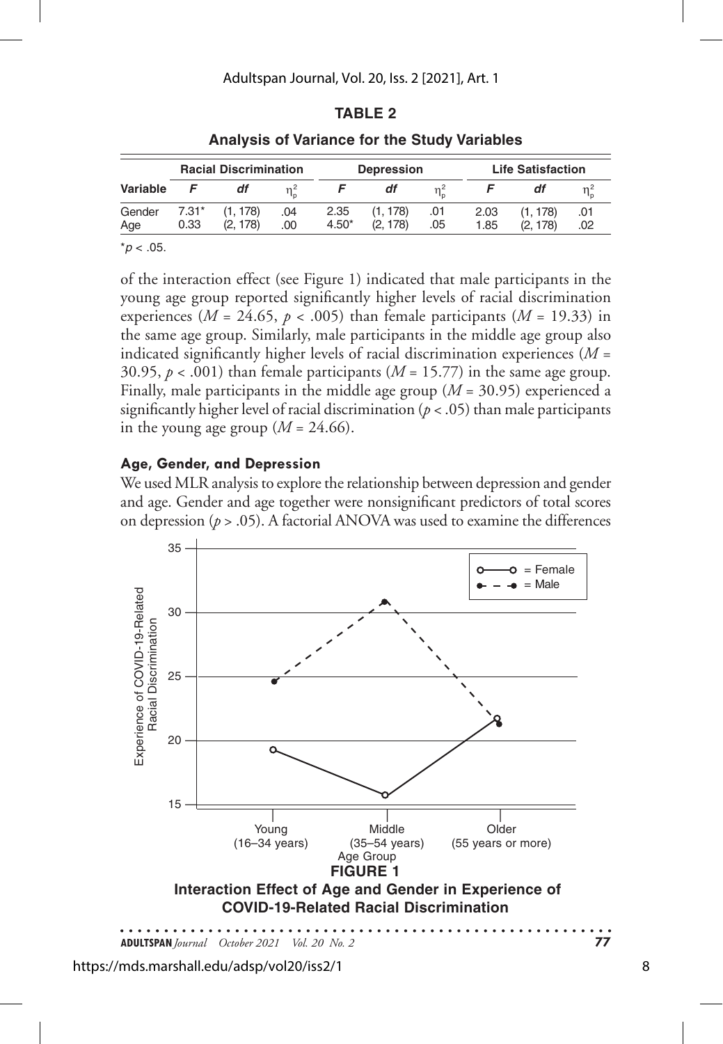**TABLE 2**

**Analysis of Variance for the Study Variables**

| Variable | Racial Discrimination | | | Depression | | | Life Satisfaction | | |
|---|---|---|---|---|---|---|---|---|---|
| | $F$ | $df$ | $\eta_p^2$ | $F$ | $df$ | $\eta_p^2$ | $F$ | $df$ | $\eta_p^2$ |
| Gender | 7.31* | (1, 178) | .04 | 2.35 | (1, 178) | .01 | 2.03 | (1, 178) | .01 |
| Age | 0.33 | (2, 178) | .00 | 4.50* | (2, 178) | .05 | 1.85 | (2, 178) | .02 |

*$p < .05$.

of the interaction effect (see Figure 1) indicated that male participants in the young age group reported significantly higher levels of racial discrimination experiences ($M$ = 24.65, $p < .005$) than female participants ($M$ = 19.33) in the same age group. Similarly, male participants in the middle age group also indicated significantly higher levels of racial discrimination experiences ($M$ = 30.95, $p < .001$) than female participants ($M$ = 15.77) in the same age group. Finally, male participants in the middle age group ($M$ = 30.95) experienced a significantly higher level of racial discrimination ($p < .05$) than male participants in the young age group ($M$ = 24.66).

### Age, Gender, and Depression

We used MLR analysis to explore the relationship between depression and gender and age. Gender and age together were nonsignificant predictors of total scores on depression ($p > .05$). A factorial ANOVA was used to examine the differences

**FIGURE 1**

**Interaction Effect of Age and Gender in Experience of COVID-19-Related Racial Discrimination**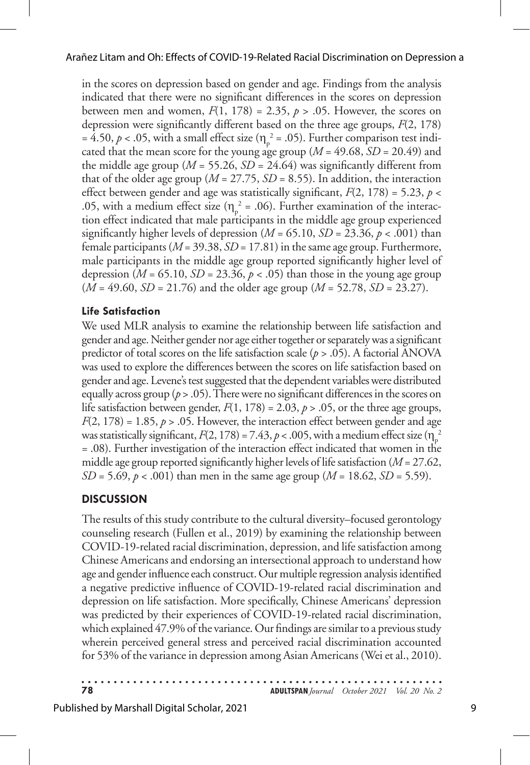in the scores on depression based on gender and age. Findings from the analysis indicated that there were no significant differences in the scores on depression between men and women, $F(1, 178) = 2.35$, $p > .05$. However, the scores on depression were significantly different based on the three age groups, $F(2, 178) = 4.50$, $p < .05$, with a small effect size ($\eta_p^2 = .05$). Further comparison test indicated that the mean score for the young age group ($M = 49.68$, $SD = 20.49$) and the middle age group ($M = 55.26$, $SD = 24.64$) was significantly different from that of the older age group ($M = 27.75$, $SD = 8.55$). In addition, the interaction effect between gender and age was statistically significant, $F(2, 178) = 5.23$, $p < .05$, with a medium effect size ($\eta_p^2 = .06$). Further examination of the interaction effect indicated that male participants in the middle age group experienced significantly higher levels of depression ($M = 65.10$, $SD = 23.36$, $p < .001$) than female participants ($M = 39.38$, $SD = 17.81$) in the same age group. Furthermore, male participants in the middle age group reported significantly higher level of depression ($M = 65.10$, $SD = 23.36$, $p < .05$) than those in the young age group ($M = 49.60$, $SD = 21.76$) and the older age group ($M = 52.78$, $SD = 23.27$).

### Life Satisfaction

We used MLR analysis to examine the relationship between life satisfaction and gender and age. Neither gender nor age either together or separately was a significant predictor of total scores on the life satisfaction scale ($p > .05$). A factorial ANOVA was used to explore the differences between the scores on life satisfaction based on gender and age. Levene's test suggested that the dependent variables were distributed equally across group ($p > .05$). There were no significant differences in the scores on life satisfaction between gender, $F(1, 178) = 2.03$, $p > .05$, or the three age groups, $F(2, 178) = 1.85$, $p > .05$. However, the interaction effect between gender and age was statistically significant, $F(2, 178) = 7.43$, $p < .005$, with a medium effect size ($\eta_p^2 = .08$). Further investigation of the interaction effect indicated that women in the middle age group reported significantly higher levels of life satisfaction ($M = 27.62$, $SD = 5.69$, $p < .001$) than men in the same age group ($M = 18.62$, $SD = 5.59$).

## DISCUSSION

The results of this study contribute to the cultural diversity–focused gerontology counseling research (Fullen et al., 2019) by examining the relationship between COVID-19-related racial discrimination, depression, and life satisfaction among Chinese Americans and endorsing an intersectional approach to understand how age and gender influence each construct. Our multiple regression analysis identified a negative predictive influence of COVID-19-related racial discrimination and depression on life satisfaction. More specifically, Chinese Americans' depression was predicted by their experiences of COVID-19-related racial discrimination, which explained 47.9% of the variance. Our findings are similar to a previous study wherein perceived general stress and perceived racial discrimination accounted for 53% of the variance in depression among Asian Americans (Wei et al., 2010).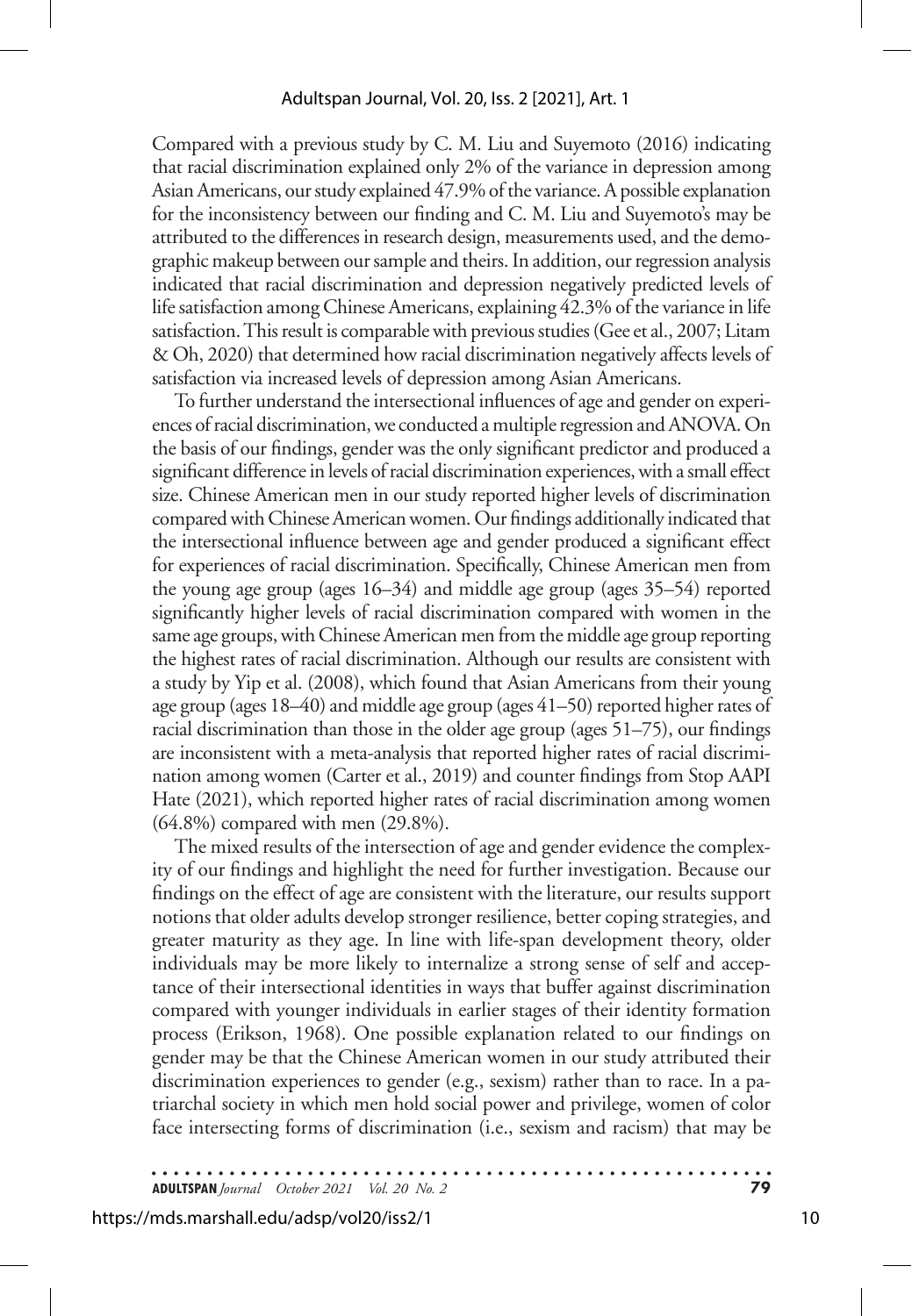Compared with a previous study by C. M. Liu and Suyemoto (2016) indicating that racial discrimination explained only 2% of the variance in depression among Asian Americans, our study explained 47.9% of the variance. A possible explanation for the inconsistency between our finding and C. M. Liu and Suyemoto's may be attributed to the differences in research design, measurements used, and the demographic makeup between our sample and theirs. In addition, our regression analysis indicated that racial discrimination and depression negatively predicted levels of life satisfaction among Chinese Americans, explaining 42.3% of the variance in life satisfaction. This result is comparable with previous studies (Gee et al., 2007; Litam & Oh, 2020) that determined how racial discrimination negatively affects levels of satisfaction via increased levels of depression among Asian Americans.

To further understand the intersectional influences of age and gender on experiences of racial discrimination, we conducted a multiple regression and ANOVA. On the basis of our findings, gender was the only significant predictor and produced a significant difference in levels of racial discrimination experiences, with a small effect size. Chinese American men in our study reported higher levels of discrimination compared with Chinese American women. Our findings additionally indicated that the intersectional influence between age and gender produced a significant effect for experiences of racial discrimination. Specifically, Chinese American men from the young age group (ages 16–34) and middle age group (ages 35–54) reported significantly higher levels of racial discrimination compared with women in the same age groups, with Chinese American men from the middle age group reporting the highest rates of racial discrimination. Although our results are consistent with a study by Yip et al. (2008), which found that Asian Americans from their young age group (ages 18–40) and middle age group (ages 41–50) reported higher rates of racial discrimination than those in the older age group (ages 51–75), our findings are inconsistent with a meta-analysis that reported higher rates of racial discrimination among women (Carter et al., 2019) and counter findings from Stop AAPI Hate (2021), which reported higher rates of racial discrimination among women (64.8%) compared with men (29.8%).

The mixed results of the intersection of age and gender evidence the complexity of our findings and highlight the need for further investigation. Because our findings on the effect of age are consistent with the literature, our results support notions that older adults develop stronger resilience, better coping strategies, and greater maturity as they age. In line with life-span development theory, older individuals may be more likely to internalize a strong sense of self and acceptance of their intersectional identities in ways that buffer against discrimination compared with younger individuals in earlier stages of their identity formation process (Erikson, 1968). One possible explanation related to our findings on gender may be that the Chinese American women in our study attributed their discrimination experiences to gender (e.g., sexism) rather than to race. In a patriarchal society in which men hold social power and privilege, women of color face intersecting forms of discrimination (i.e., sexism and racism) that may be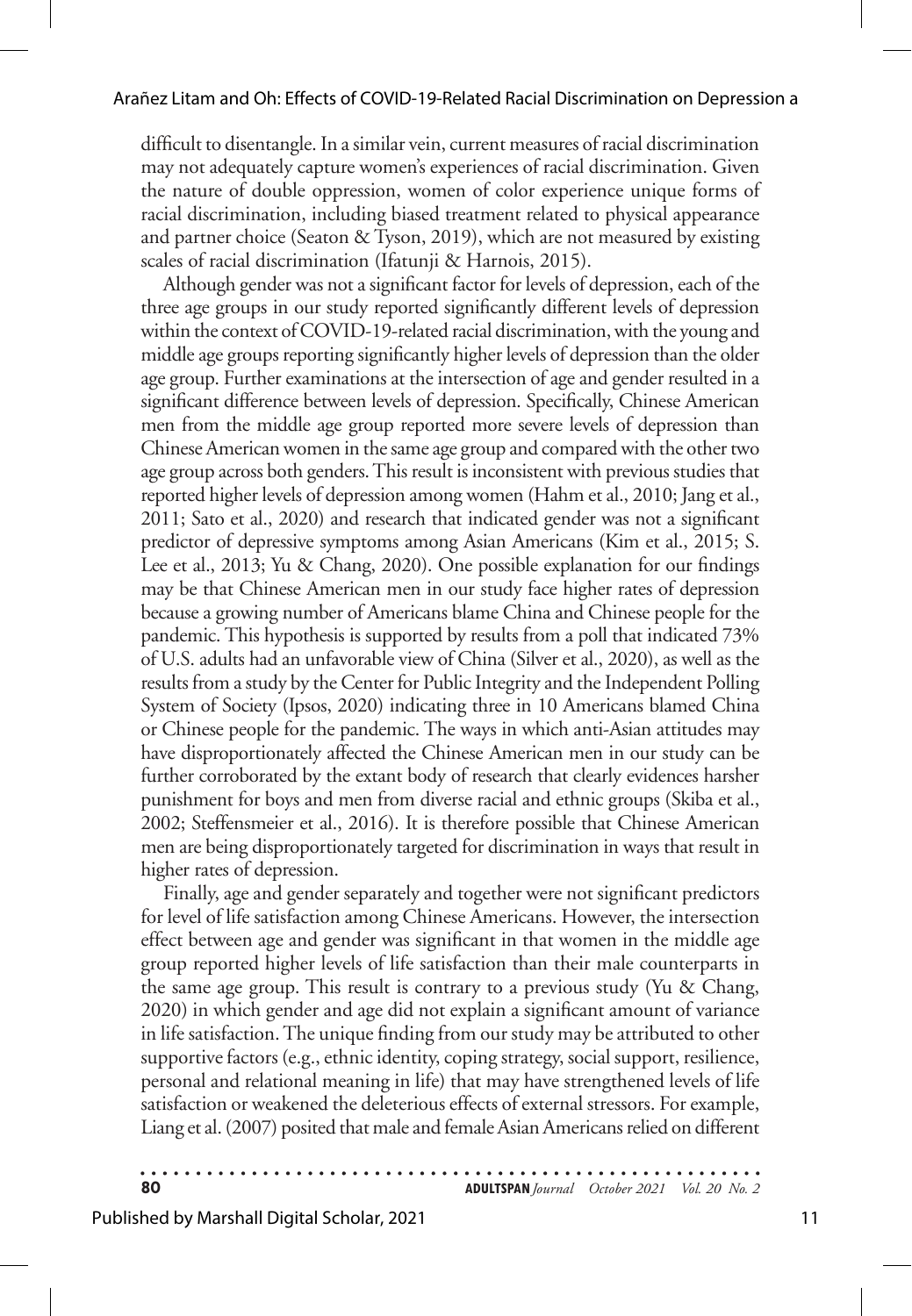difficult to disentangle. In a similar vein, current measures of racial discrimination may not adequately capture women's experiences of racial discrimination. Given the nature of double oppression, women of color experience unique forms of racial discrimination, including biased treatment related to physical appearance and partner choice (Seaton & Tyson, 2019), which are not measured by existing scales of racial discrimination (Ifatunji & Harnois, 2015).

Although gender was not a significant factor for levels of depression, each of the three age groups in our study reported significantly different levels of depression within the context of COVID-19-related racial discrimination, with the young and middle age groups reporting significantly higher levels of depression than the older age group. Further examinations at the intersection of age and gender resulted in a significant difference between levels of depression. Specifically, Chinese American men from the middle age group reported more severe levels of depression than Chinese American women in the same age group and compared with the other two age group across both genders. This result is inconsistent with previous studies that reported higher levels of depression among women (Hahm et al., 2010; Jang et al., 2011; Sato et al., 2020) and research that indicated gender was not a significant predictor of depressive symptoms among Asian Americans (Kim et al., 2015; S. Lee et al., 2013; Yu & Chang, 2020). One possible explanation for our findings may be that Chinese American men in our study face higher rates of depression because a growing number of Americans blame China and Chinese people for the pandemic. This hypothesis is supported by results from a poll that indicated 73% of U.S. adults had an unfavorable view of China (Silver et al., 2020), as well as the results from a study by the Center for Public Integrity and the Independent Polling System of Society (Ipsos, 2020) indicating three in 10 Americans blamed China or Chinese people for the pandemic. The ways in which anti-Asian attitudes may have disproportionately affected the Chinese American men in our study can be further corroborated by the extant body of research that clearly evidences harsher punishment for boys and men from diverse racial and ethnic groups (Skiba et al., 2002; Steffensmeier et al., 2016). It is therefore possible that Chinese American men are being disproportionately targeted for discrimination in ways that result in higher rates of depression.

Finally, age and gender separately and together were not significant predictors for level of life satisfaction among Chinese Americans. However, the intersection effect between age and gender was significant in that women in the middle age group reported higher levels of life satisfaction than their male counterparts in the same age group. This result is contrary to a previous study (Yu & Chang, 2020) in which gender and age did not explain a significant amount of variance in life satisfaction. The unique finding from our study may be attributed to other supportive factors (e.g., ethnic identity, coping strategy, social support, resilience, personal and relational meaning in life) that may have strengthened levels of life satisfaction or weakened the deleterious effects of external stressors. For example, Liang et al. (2007) posited that male and female Asian Americans relied on different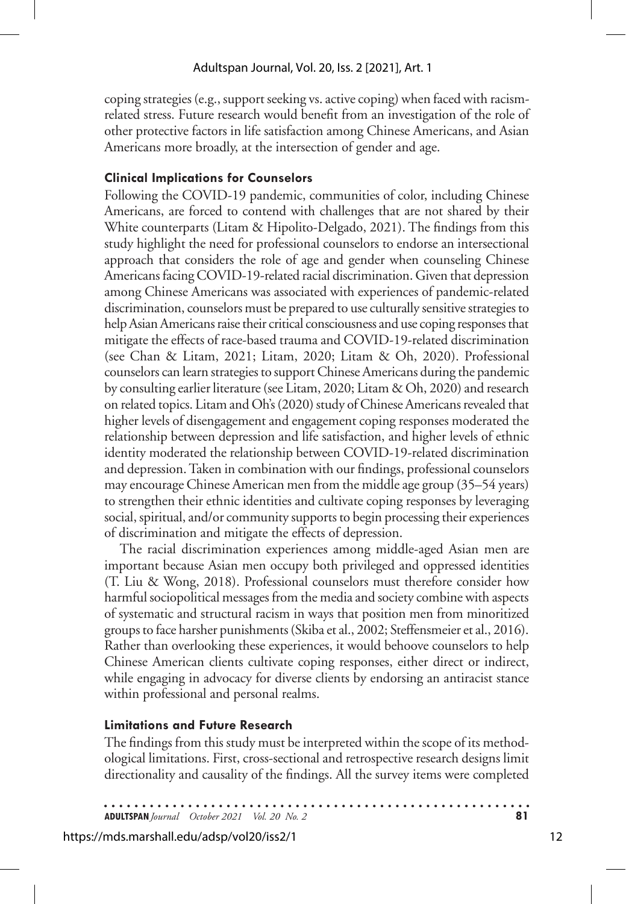coping strategies (e.g., support seeking vs. active coping) when faced with racism-related stress. Future research would benefit from an investigation of the role of other protective factors in life satisfaction among Chinese Americans, and Asian Americans more broadly, at the intersection of gender and age.

### Clinical Implications for Counselors

Following the COVID-19 pandemic, communities of color, including Chinese Americans, are forced to contend with challenges that are not shared by their White counterparts (Litam & Hipolito-Delgado, 2021). The findings from this study highlight the need for professional counselors to endorse an intersectional approach that considers the role of age and gender when counseling Chinese Americans facing COVID-19-related racial discrimination. Given that depression among Chinese Americans was associated with experiences of pandemic-related discrimination, counselors must be prepared to use culturally sensitive strategies to help Asian Americans raise their critical consciousness and use coping responses that mitigate the effects of race-based trauma and COVID-19-related discrimination (see Chan & Litam, 2021; Litam, 2020; Litam & Oh, 2020). Professional counselors can learn strategies to support Chinese Americans during the pandemic by consulting earlier literature (see Litam, 2020; Litam & Oh, 2020) and research on related topics. Litam and Oh's (2020) study of Chinese Americans revealed that higher levels of disengagement and engagement coping responses moderated the relationship between depression and life satisfaction, and higher levels of ethnic identity moderated the relationship between COVID-19-related discrimination and depression. Taken in combination with our findings, professional counselors may encourage Chinese American men from the middle age group (35–54 years) to strengthen their ethnic identities and cultivate coping responses by leveraging social, spiritual, and/or community supports to begin processing their experiences of discrimination and mitigate the effects of depression.

The racial discrimination experiences among middle-aged Asian men are important because Asian men occupy both privileged and oppressed identities (T. Liu & Wong, 2018). Professional counselors must therefore consider how harmful sociopolitical messages from the media and society combine with aspects of systematic and structural racism in ways that position men from minoritized groups to face harsher punishments (Skiba et al., 2002; Steffensmeier et al., 2016). Rather than overlooking these experiences, it would behoove counselors to help Chinese American clients cultivate coping responses, either direct or indirect, while engaging in advocacy for diverse clients by endorsing an antiracist stance within professional and personal realms.

### Limitations and Future Research

The findings from this study must be interpreted within the scope of its methodological limitations. First, cross-sectional and retrospective research designs limit directionality and causality of the findings. All the survey items were completed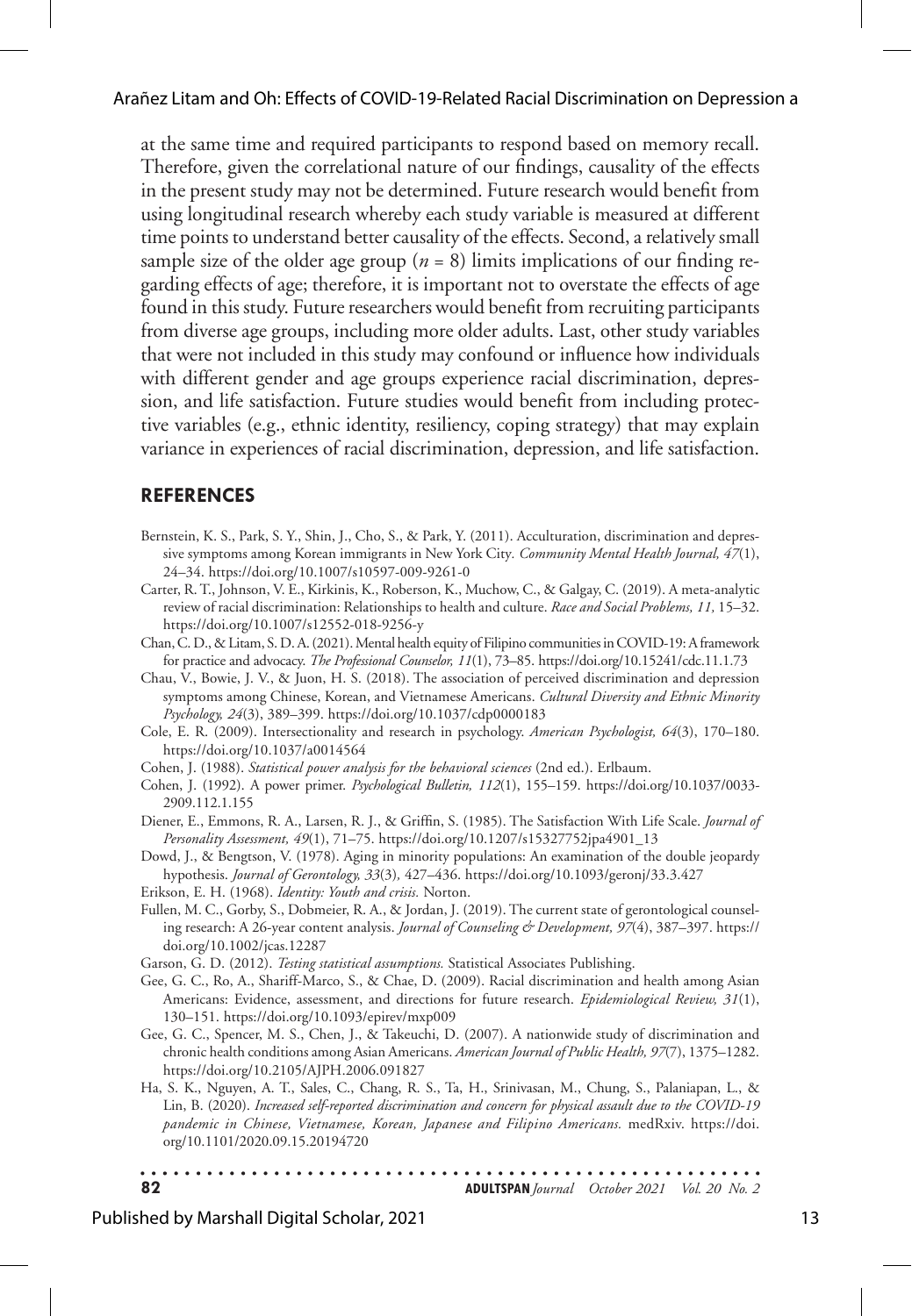at the same time and required participants to respond based on memory recall. Therefore, given the correlational nature of our findings, causality of the effects in the present study may not be determined. Future research would benefit from using longitudinal research whereby each study variable is measured at different time points to understand better causality of the effects. Second, a relatively small sample size of the older age group ($n$ = 8) limits implications of our finding regarding effects of age; therefore, it is important not to overstate the effects of age found in this study. Future researchers would benefit from recruiting participants from diverse age groups, including more older adults. Last, other study variables that were not included in this study may confound or influence how individuals with different gender and age groups experience racial discrimination, depression, and life satisfaction. Future studies would benefit from including protective variables (e.g., ethnic identity, resiliency, coping strategy) that may explain variance in experiences of racial discrimination, depression, and life satisfaction.

## REFERENCES

Bernstein, K. S., Park, S. Y., Shin, J., Cho, S., & Park, Y. (2011). Acculturation, discrimination and depressive symptoms among Korean immigrants in New York City. *Community Mental Health Journal, 47*(1), 24–34. https://doi.org/10.1007/s10597-009-9261-0

Carter, R. T., Johnson, V. E., Kirkinis, K., Roberson, K., Muchow, C., & Galgay, C. (2019). A meta-analytic review of racial discrimination: Relationships to health and culture. *Race and Social Problems, 11,* 15–32. https://doi.org/10.1007/s12552-018-9256-y

Chan, C. D., & Litam, S. D. A. (2021). Mental health equity of Filipino communities in COVID-19: A framework for practice and advocacy. *The Professional Counselor, 11*(1), 73–85. https://doi.org/10.15241/cdc.11.1.73

Chau, V., Bowie, J. V., & Juon, H. S. (2018). The association of perceived discrimination and depression symptoms among Chinese, Korean, and Vietnamese Americans. *Cultural Diversity and Ethnic Minority Psychology, 24*(3), 389–399. https://doi.org/10.1037/cdp0000183

Cole, E. R. (2009). Intersectionality and research in psychology. *American Psychologist, 64*(3), 170–180. https://doi.org/10.1037/a0014564

Cohen, J. (1988). *Statistical power analysis for the behavioral sciences* (2nd ed.). Erlbaum.

Cohen, J. (1992). A power primer. *Psychological Bulletin, 112*(1), 155–159. https://doi.org/10.1037/0033-2909.112.1.155

Diener, E., Emmons, R. A., Larsen, R. J., & Griffin, S. (1985). The Satisfaction With Life Scale. *Journal of Personality Assessment, 49*(1), 71–75. https://doi.org/10.1207/s15327752jpa4901_13

Dowd, J., & Bengtson, V. (1978). Aging in minority populations: An examination of the double jeopardy hypothesis. *Journal of Gerontology, 33*(3)*,* 427–436. https://doi.org/10.1093/geronj/33.3.427

Erikson, E. H. (1968). *Identity: Youth and crisis.* Norton.

Fullen, M. C., Gorby, S., Dobmeier, R. A., & Jordan, J. (2019). The current state of gerontological counseling research: A 26-year content analysis. *Journal of Counseling & Development, 97*(4), 387–397. https://doi.org/10.1002/jcas.12287

Garson, G. D. (2012). *Testing statistical assumptions.* Statistical Associates Publishing.

Gee, G. C., Ro, A., Shariff-Marco, S., & Chae, D. (2009). Racial discrimination and health among Asian Americans: Evidence, assessment, and directions for future research. *Epidemiological Review, 31*(1), 130–151. https://doi.org/10.1093/epirev/mxp009

Gee, G. C., Spencer, M. S., Chen, J., & Takeuchi, D. (2007). A nationwide study of discrimination and chronic health conditions among Asian Americans. *American Journal of Public Health, 97*(7), 1375–1282. https://doi.org/10.2105/AJPH.2006.091827

Ha, S. K., Nguyen, A. T., Sales, C., Chang, R. S., Ta, H., Srinivasan, M., Chung, S., Palaniappan, L., & Lin, B. (2020). *Increased self-reported discrimination and concern for physical assault due to the COVID-19 pandemic in Chinese, Vietnamese, Korean, Japanese and Filipino Americans.* medRxiv. https://doi.org/10.1101/2020.09.15.20194720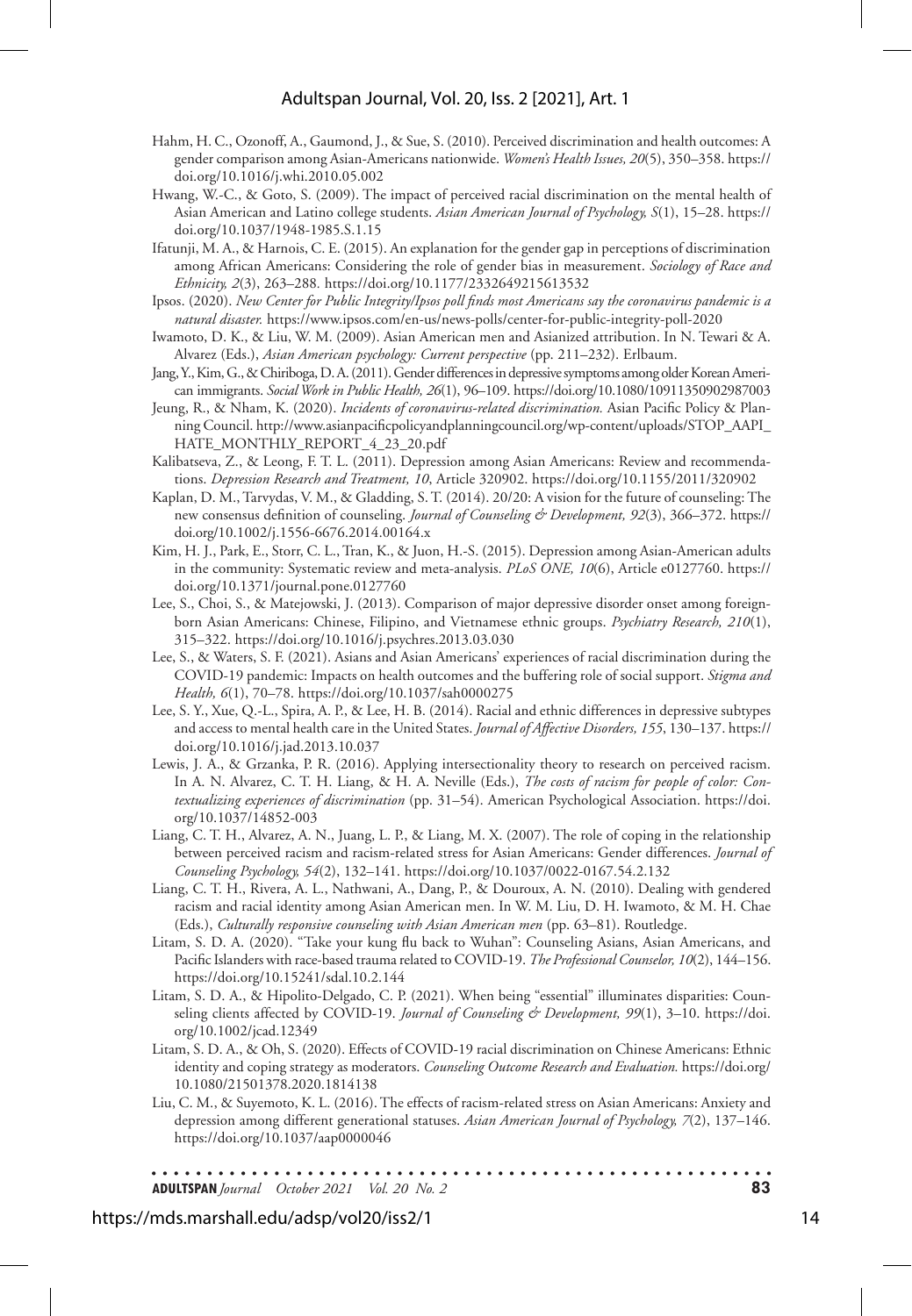Hahm, H. C., Ozonoff, A., Gaumond, J., & Sue, S. (2010). Perceived discrimination and health outcomes: A gender comparison among Asian-Americans nationwide. *Women's Health Issues, 20*(5), 350–358. https://doi.org/10.1016/j.whi.2010.05.002

Hwang, W.-C., & Goto, S. (2009). The impact of perceived racial discrimination on the mental health of Asian American and Latino college students. *Asian American Journal of Psychology, S*(1), 15–28. https://doi.org/10.1037/1948-1985.S.1.15

Ifatunji, M. A., & Harnois, C. E. (2015). An explanation for the gender gap in perceptions of discrimination among African Americans: Considering the role of gender bias in measurement. *Sociology of Race and Ethnicity, 2*(3), 263–288. https://doi.org/10.1177/2332649215613532

Ipsos. (2020). *New Center for Public Integrity/Ipsos poll finds most Americans say the coronavirus pandemic is a natural disaster.* https://www.ipsos.com/en-us/news-polls/center-for-public-integrity-poll-2020

Iwamoto, D. K., & Liu, W. M. (2009). Asian American men and Asianized attribution. In N. Tewari & A. Alvarez (Eds.), *Asian American psychology: Current perspective* (pp. 211–232). Erlbaum.

Jang, Y., Kim, G., & Chiriboga, D. A. (2011). Gender differences in depressive symptoms among older Korean American immigrants. *Social Work in Public Health, 26*(1), 96–109. https://doi.org/10.1080/10911350902987003

Jeung, R., & Nham, K. (2020). *Incidents of coronavirus-related discrimination.* Asian Pacific Policy & Planning Council. http://www.asianpacificpolicyandplanningcouncil.org/wp-content/uploads/STOP_AAPI_HATE_MONTHLY_REPORT_4_23_20.pdf

Kalibatseva, Z., & Leong, F. T. L. (2011). Depression among Asian Americans: Review and recommendations. *Depression Research and Treatment, 10*, Article 320902. https://doi.org/10.1155/2011/320902

Kaplan, D. M., Tarvydas, V. M., & Gladding, S. T. (2014). 20/20: A vision for the future of counseling: The new consensus definition of counseling. *Journal of Counseling & Development, 92*(3), 366–372. https://doi.org/10.1002/j.1556-6676.2014.00164.x

Kim, H. J., Park, E., Storr, C. L., Tran, K., & Juon, H.-S. (2015). Depression among Asian-American adults in the community: Systematic review and meta-analysis. *PLoS ONE, 10*(6), Article e0127760. https://doi.org/10.1371/journal.pone.0127760

Lee, S., Choi, S., & Matejowski, J. (2013). Comparison of major depressive disorder onset among foreign-born Asian Americans: Chinese, Filipino, and Vietnamese ethnic groups. *Psychiatry Research, 210*(1), 315–322. https://doi.org/10.1016/j.psychres.2013.03.030

Lee, S., & Waters, S. F. (2021). Asians and Asian Americans' experiences of racial discrimination during the COVID-19 pandemic: Impacts on health outcomes and the buffering role of social support. *Stigma and Health, 6*(1), 70–78. https://doi.org/10.1037/sah0000275

Lee, S. Y., Xue, Q.-L., Spira, A. P., & Lee, H. B. (2014). Racial and ethnic differences in depressive subtypes and access to mental health care in the United States. *Journal of Affective Disorders, 155*, 130–137. https://doi.org/10.1016/j.jad.2013.10.037

Lewis, J. A., & Grzanka, P. R. (2016). Applying intersectionality theory to research on perceived racism. In A. N. Alvarez, C. T. H. Liang, & H. A. Neville (Eds.), *The costs of racism for people of color: Contextualizing experiences of discrimination* (pp. 31–54). American Psychological Association. https://doi.org/10.1037/14852-003

Liang, C. T. H., Alvarez, A. N., Juang, L. P., & Liang, M. X. (2007). The role of coping in the relationship between perceived racism and racism-related stress for Asian Americans: Gender differences. *Journal of Counseling Psychology, 54*(2), 132–141. https://doi.org/10.1037/0022-0167.54.2.132

Liang, C. T. H., Rivera, A. L., Nathwani, A., Dang, P., & Douroux, A. N. (2010). Dealing with gendered racism and racial identity among Asian American men. In W. M. Liu, D. H. Iwamoto, & M. H. Chae (Eds.), *Culturally responsive counseling with Asian American men* (pp. 63–81). Routledge.

Litam, S. D. A. (2020). "Take your kung flu back to Wuhan": Counseling Asians, Asian Americans, and Pacific Islanders with race-based trauma related to COVID-19. *The Professional Counselor, 10*(2), 144–156. https://doi.org/10.15241/sdal.10.2.144

Litam, S. D. A., & Hipolito-Delgado, C. P. (2021). When being "essential" illuminates disparities: Counseling clients affected by COVID-19. *Journal of Counseling & Development, 99*(1), 3–10. https://doi.org/10.1002/jcad.12349

Litam, S. D. A., & Oh, S. (2020). Effects of COVID-19 racial discrimination on Chinese Americans: Ethnic identity and coping strategy as moderators. *Counseling Outcome Research and Evaluation.* https://doi.org/10.1080/21501378.2020.1814138

Liu, C. M., & Suyemoto, K. L. (2016). The effects of racism-related stress on Asian Americans: Anxiety and depression among different generational statuses. *Asian American Journal of Psychology, 7*(2), 137–146. https://doi.org/10.1037/aap0000046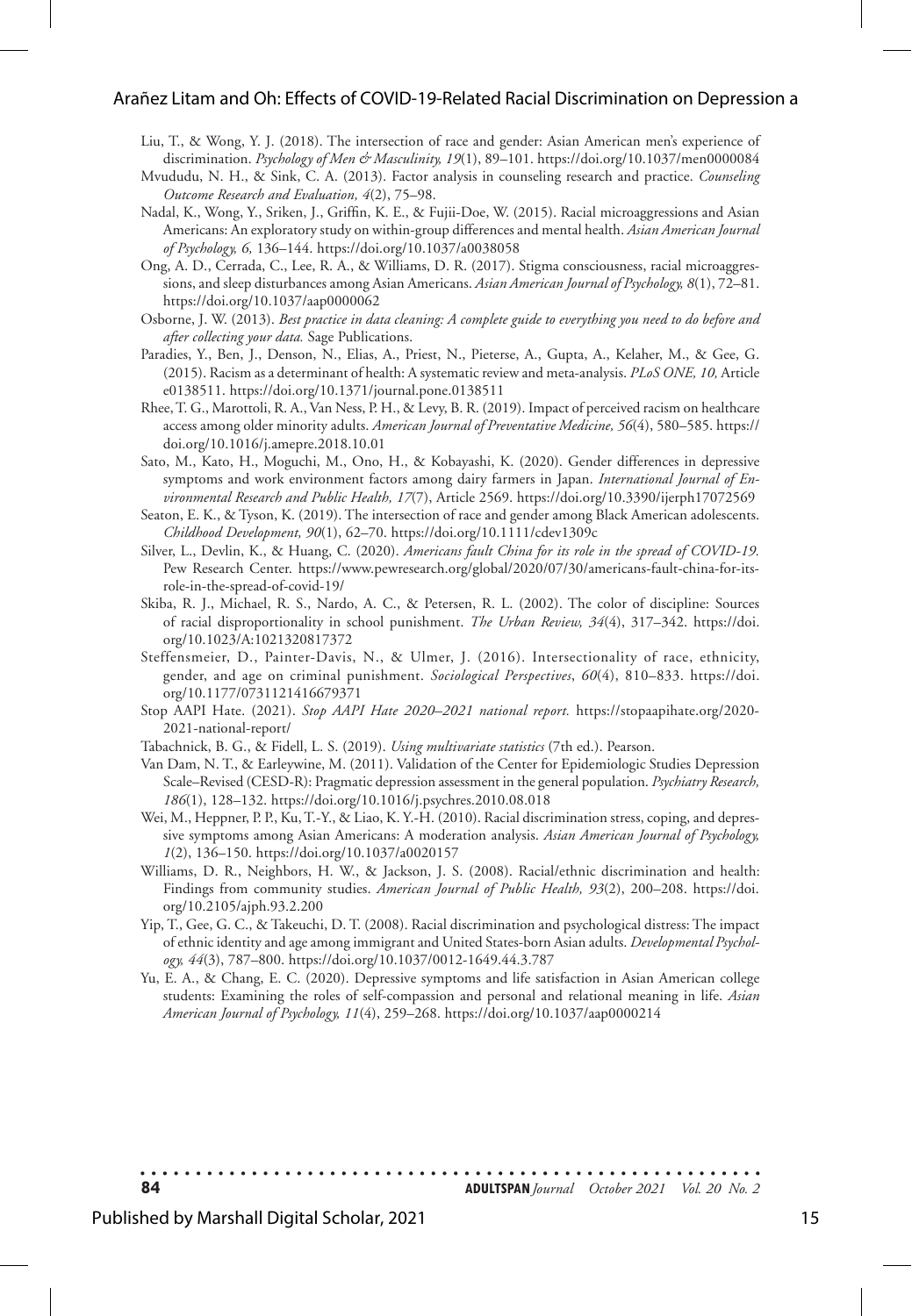Liu, T., & Wong, Y. J. (2018). The intersection of race and gender: Asian American men's experience of discrimination. *Psychology of Men & Masculinity, 19*(1), 89–101. https://doi.org/10.1037/men0000084

Mvududu, N. H., & Sink, C. A. (2013). Factor analysis in counseling research and practice. *Counseling Outcome Research and Evaluation, 4*(2), 75–98.

Nadal, K., Wong, Y., Sriken, J., Griffin, K. E., & Fujii-Doe, W. (2015). Racial microaggressions and Asian Americans: An exploratory study on within-group differences and mental health. *Asian American Journal of Psychology, 6,* 136–144. https://doi.org/10.1037/a0038058

Ong, A. D., Cerrada, C., Lee, R. A., & Williams, D. R. (2017). Stigma consciousness, racial microaggressions, and sleep disturbances among Asian Americans. *Asian American Journal of Psychology, 8*(1), 72–81. https://doi.org/10.1037/aap0000062

Osborne, J. W. (2013). *Best practice in data cleaning: A complete guide to everything you need to do before and after collecting your data.* Sage Publications.

Paradies, Y., Ben, J., Denson, N., Elias, A., Priest, N., Pieterse, A., Gupta, A., Kelaher, M., & Gee, G. (2015). Racism as a determinant of health: A systematic review and meta-analysis. *PLoS ONE, 10,* Article e0138511. https://doi.org/10.1371/journal.pone.0138511

Rhee, T. G., Marottoli, R. A., Van Ness, P. H., & Levy, B. R. (2019). Impact of perceived racism on healthcare access among older minority adults. *American Journal of Preventative Medicine, 56*(4), 580–585. https://doi.org/10.1016/j.amepre.2018.10.01

Sato, M., Kato, H., Moguchi, M., Ono, H., & Kobayashi, K. (2020). Gender differences in depressive symptoms and work environment factors among dairy farmers in Japan. *International Journal of Environmental Research and Public Health, 17*(7), Article 2569. https://doi.org/10.3390/ijerph17072569

Seaton, E. K., & Tyson, K. (2019). The intersection of race and gender among Black American adolescents. *Childhood Development, 90*(1), 62–70. https://doi.org/10.1111/cdev1309c

Silver, L., Devlin, K., & Huang, C. (2020). *Americans fault China for its role in the spread of COVID-19.* Pew Research Center. https://www.pewresearch.org/global/2020/07/30/americans-fault-china-for-its-role-in-the-spread-of-covid-19/

Skiba, R. J., Michael, R. S., Nardo, A. C., & Petersen, R. L. (2002). The color of discipline: Sources of racial disproportionality in school punishment. *The Urban Review, 34*(4), 317–342. https://doi.org/10.1023/A:1021320817372

Steffensmeier, D., Painter-Davis, N., & Ulmer, J. (2016). Intersectionality of race, ethnicity, gender, and age on criminal punishment. *Sociological Perspectives*, *60*(4), 810–833. https://doi.org/10.1177/0731121416679371

Stop AAPI Hate. (2021). *Stop AAPI Hate 2020–2021 national report.* https://stopaapihate.org/2020-2021-national-report/

Tabachnick, B. G., & Fidell, L. S. (2019). *Using multivariate statistics* (7th ed.). Pearson.

Van Dam, N. T., & Earleywine, M. (2011). Validation of the Center for Epidemiologic Studies Depression Scale–Revised (CESD-R): Pragmatic depression assessment in the general population. *Psychiatry Research, 186*(1), 128–132. https://doi.org/10.1016/j.psychres.2010.08.018

Wei, M., Heppner, P. P., Ku, T.-Y., & Liao, K. Y.-H. (2010). Racial discrimination stress, coping, and depressive symptoms among Asian Americans: A moderation analysis. *Asian American Journal of Psychology, 1*(2), 136–150. https://doi.org/10.1037/a0020157

Williams, D. R., Neighbors, H. W., & Jackson, J. S. (2008). Racial/ethnic discrimination and health: Findings from community studies. *American Journal of Public Health, 93*(2), 200–208. https://doi.org/10.2105/ajph.93.2.200

Yip, T., Gee, G. C., & Takeuchi, D. T. (2008). Racial discrimination and psychological distress: The impact of ethnic identity and age among immigrant and United States-born Asian adults. *Developmental Psychology, 44*(3), 787–800. https://doi.org/10.1037/0012-1649.44.3.787

Yu, E. A., & Chang, E. C. (2020). Depressive symptoms and life satisfaction in Asian American college students: Examining the roles of self-compassion and personal and relational meaning in life. *Asian American Journal of Psychology, 11*(4), 259–268. https://doi.org/10.1037/aap0000214